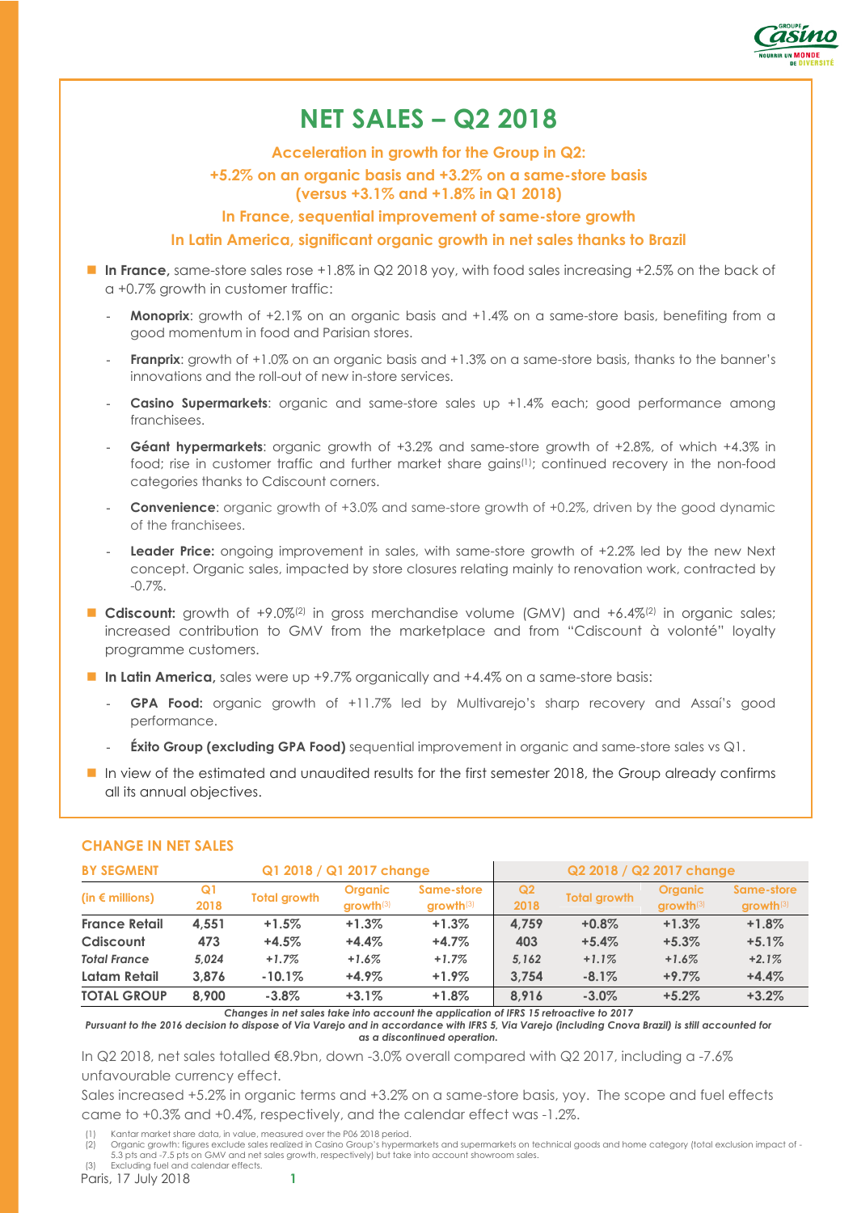# NET SALES – Q2 2018

**Acceleration in growth for the Group in Q2:**

**+5.2% on an organic basis and +3.2% on a same-store basis (versus +3.1% and +1.8% in Q1 2018)**

**In France, sequential improvement of same-store growth**

**In Latin America, significant organic growth in net sales thanks to Brazil**

- **In France,** same-store sales rose +1.8% in Q2 2018 yoy, with food sales increasing +2.5% on the back of a +0.7% growth in customer traffic:
  - **Monoprix**: growth of +2.1% on an organic basis and +1.4% on a same-store basis, benefiting from a good momentum in food and Parisian stores.
  - **Franprix**: growth of +1.0% on an organic basis and +1.3% on a same-store basis, thanks to the banner's innovations and the roll-out of new in-store services.
  - **Casino Supermarkets**: organic and same-store sales up +1.4% each; good performance among franchisees.
  - **Géant hypermarkets**: organic growth of +3.2% and same-store growth of +2.8%, of which +4.3% in food; rise in customer traffic and further market share gains[1]; continued recovery in the non-food categories thanks to Cdiscount corners.
  - **Convenience**: organic growth of +3.0% and same-store growth of +0.2%, driven by the good dynamic of the franchisees.
  - **Leader Price:** ongoing improvement in sales, with same-store growth of +2.2% led by the new Next concept. Organic sales, impacted by store closures relating mainly to renovation work, contracted by -0.7%.
- **Cdiscount:** growth of +9.0%[2] in gross merchandise volume (GMV) and +6.4%[2] in organic sales; increased contribution to GMV from the marketplace and from "Cdiscount à volonté" loyalty programme customers.
- **In Latin America,** sales were up +9.7% organically and +4.4% on a same-store basis:
  - **GPA Food:** organic growth of +11.7% led by Multivarejo's sharp recovery and Assaí's good performance.
  - **Éxito Group (excluding GPA Food)** sequential improvement in organic and same-store sales vs Q1.
- In view of the estimated and unaudited results for the first semester 2018, the Group already confirms all its annual objectives.

## CHANGE IN NET SALES

| BY SEGMENT | Q1 2018 / Q1 2017 change | | | | Q2 2018 / Q2 2017 change | | | |
|---|---|---|---|---|---|---|---|---|
| (in € millions) | Q1 2018 | Total growth | Organic growth[3] | Same-store growth[3] | Q2 2018 | Total growth | Organic growth[3] | Same-store growth[3] |
| **France Retail** | **4,551** | **+1.5%** | **+1.3%** | **+1.3%** | **4,759** | **+0.8%** | **+1.3%** | **+1.8%** |
| **Cdiscount** | **473** | **+4.5%** | **+4.4%** | **+4.7%** | **403** | **+5.4%** | **+5.3%** | **+5.1%** |
| *Total France* | *5,024* | *+1.7%* | *+1.6%* | *+1.7%* | *5,162* | *+1.1%* | *+1.6%* | *+2.1%* |
| **Latam Retail** | **3,876** | **-10.1%** | **+4.9%** | **+1.9%** | **3,754** | **-8.1%** | **+9.7%** | **+4.4%** |
| **TOTAL GROUP** | **8,900** | **-3.8%** | **+3.1%** | **+1.8%** | **8,916** | **-3.0%** | **+5.2%** | **+3.2%** |

*Changes in net sales take into account the application of IFRS 15 retroactive to 2017*

*Pursuant to the 2016 decision to dispose of Via Varejo and in accordance with IFRS 5, Via Varejo (including Cnova Brazil) is still accounted for as a discontinued operation.*

In Q2 2018, net sales totalled €8.9bn, down -3.0% overall compared with Q2 2017, including a -7.6% unfavourable currency effect.

Sales increased +5.2% in organic terms and +3.2% on a same-store basis, yoy. The scope and fuel effects came to +0.3% and +0.4%, respectively, and the calendar effect was -1.2%.

(1) Kantar market share data, in value, measured over the P06 2018 period.
(2) Organic growth: figures exclude sales realized in Casino Group's hypermarkets and supermarkets on technical goods and home category (total exclusion impact of -5.3 pts and -7.5 pts on GMV and net sales growth, respectively) but take into account showroom sales.
(3) Excluding fuel and calendar effects.

Paris, 17 July 2018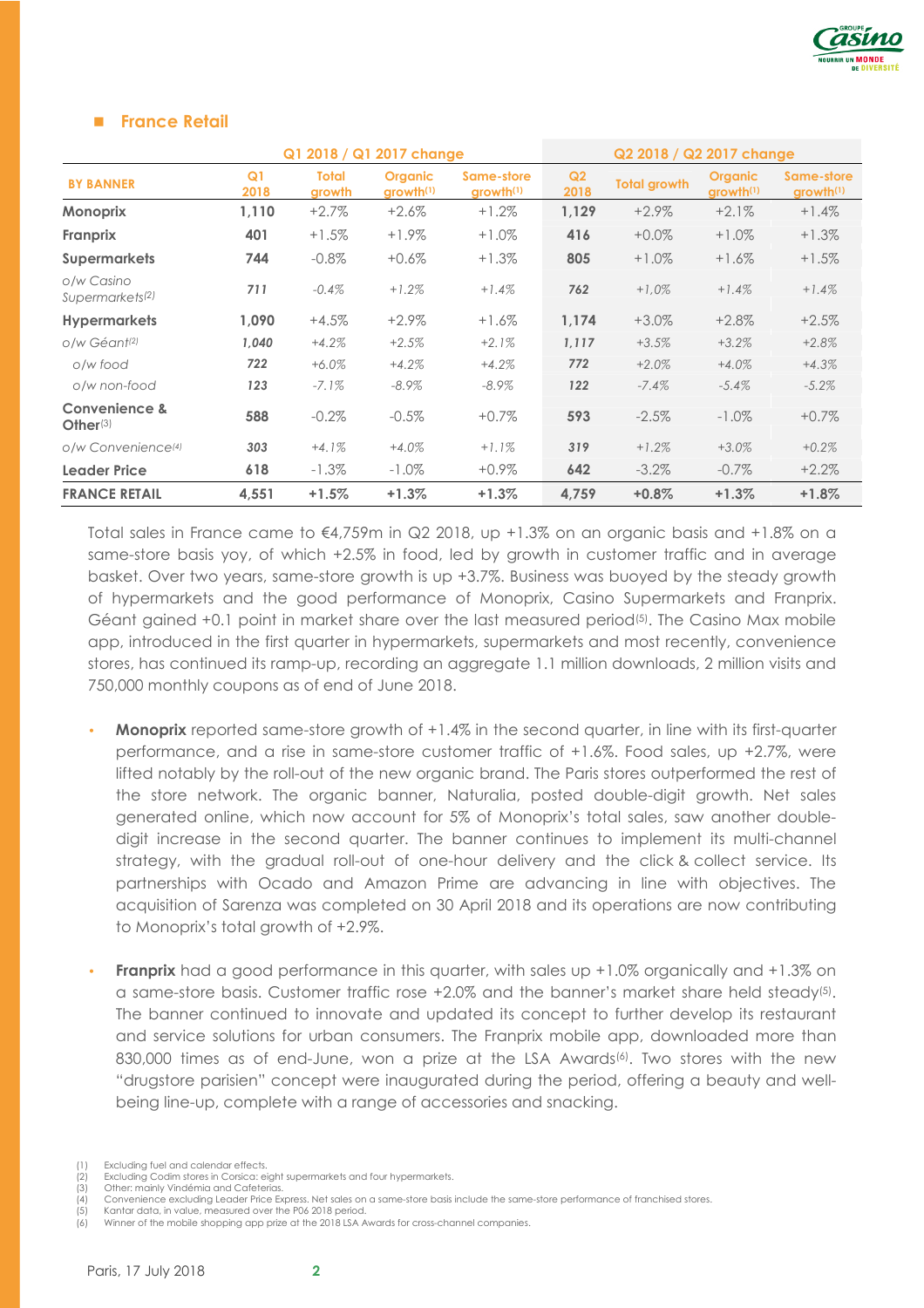## France Retail

| BY BANNER | Q1 2018 / Q1 2017 change | | | | Q2 2018 / Q2 2017 change | | | |
|---|---|---|---|---|---|---|---|---|
| | Q1 2018 | Total growth | Organic growth[1] | Same-store growth[1] | Q2 2018 | Total growth | Organic growth[1] | Same-store growth[1] |
| **Monoprix** | 1,110 | +2.7% | +2.6% | +1.2% | 1,129 | +2.9% | +2.1% | +1.4% |
| **Franprix** | 401 | +1.5% | +1.9% | +1.0% | 416 | +0.0% | +1.0% | +1.3% |
| **Supermarkets** | 744 | -0.8% | +0.6% | +1.3% | 805 | +1.0% | +1.6% | +1.5% |
| *o/w Casino Supermarkets[2]* | *711* | *-0.4%* | *+1.2%* | *+1.4%* | *762* | *+1.0%* | *+1.4%* | *+1.4%* |
| **Hypermarkets** | 1,090 | +4.5% | +2.9% | +1.6% | 1,174 | +3.0% | +2.8% | +2.5% |
| *o/w Géant[2]* | *1,040* | *+4.2%* | *+2.5%* | *+2.1%* | *1,117* | *+3.5%* | *+3.2%* | *+2.8%* |
| *o/w food* | *722* | *+6.0%* | *+4.2%* | *+4.2%* | *772* | *+2.0%* | *+4.0%* | *+4.3%* |
| *o/w non-food* | *123* | *-7.1%* | *-8.9%* | *-8.9%* | *122* | *-7.4%* | *-5.4%* | *-5.2%* |
| **Convenience & Other[3]** | 588 | -0.2% | -0.5% | +0.7% | 593 | -2.5% | -1.0% | +0.7% |
| *o/w Convenience[4]* | *303* | *+4.1%* | *+4.0%* | *+1.1%* | *319* | *+1.2%* | *+3.0%* | *+0.2%* |
| **Leader Price** | 618 | -1.3% | -1.0% | +0.9% | 642 | -3.2% | -0.7% | +2.2% |
| **FRANCE RETAIL** | **4,551** | **+1.5%** | **+1.3%** | **+1.3%** | **4,759** | **+0.8%** | **+1.3%** | **+1.8%** |

Total sales in France came to €4,759m in Q2 2018, up +1.3% on an organic basis and +1.8% on a same-store basis yoy, of which +2.5% in food, led by growth in customer traffic and in average basket. Over two years, same-store growth is up +3.7%. Business was buoyed by the steady growth of hypermarkets and the good performance of Monoprix, Casino Supermarkets and Franprix. Géant gained +0.1 point in market share over the last measured period[5]. The Casino Max mobile app, introduced in the first quarter in hypermarkets, supermarkets and most recently, convenience stores, has continued its ramp-up, recording an aggregate 1.1 million downloads, 2 million visits and 750,000 monthly coupons as of end of June 2018.

- **Monoprix** reported same-store growth of +1.4% in the second quarter, in line with its first-quarter performance, and a rise in same-store customer traffic of +1.6%. Food sales, up +2.7%, were lifted notably by the roll-out of the new organic brand. The Paris stores outperformed the rest of the store network. The organic banner, Naturalia, posted double-digit growth. Net sales generated online, which now account for 5% of Monoprix's total sales, saw another double-digit increase in the second quarter. The banner continues to implement its multi-channel strategy, with the gradual roll-out of one-hour delivery and the click & collect service. Its partnerships with Ocado and Amazon Prime are advancing in line with objectives. The acquisition of Sarenza was completed on 30 April 2018 and its operations are now contributing to Monoprix's total growth of +2.9%.

- **Franprix** had a good performance in this quarter, with sales up +1.0% organically and +1.3% on a same-store basis. Customer traffic rose +2.0% and the banner's market share held steady[5]. The banner continued to innovate and updated its concept to further develop its restaurant and service solutions for urban consumers. The Franprix mobile app, downloaded more than 830,000 times as of end-June, won a prize at the LSA Awards[6]. Two stores with the new "drugstore parisien" concept were inaugurated during the period, offering a beauty and well-being line-up, complete with a range of accessories and snacking.

(1) Excluding fuel and calendar effects.
(2) Excluding Codim stores in Corsica: eight supermarkets and four hypermarkets.
(3) Other: mainly Vindémia and Cafeterias.
(4) Convenience excluding Leader Price Express. Net sales on a same-store basis include the same-store performance of franchised stores.
(5) Kantar data, in value, measured over the P06 2018 period.
(6) Winner of the mobile shopping app prize at the 2018 LSA Awards for cross-channel companies.

Paris, 17 July 2018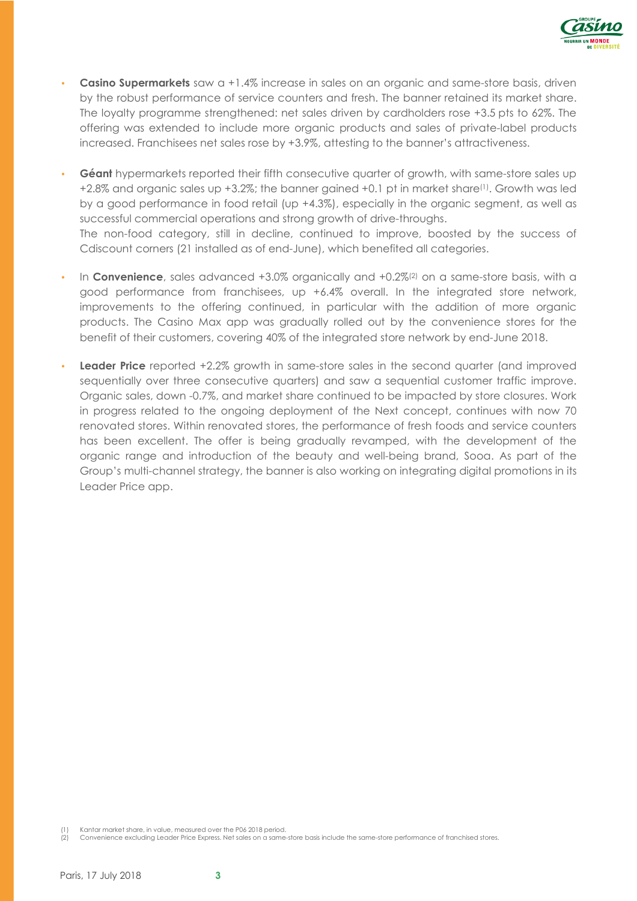- **Casino Supermarkets** saw a +1.4% increase in sales on an organic and same-store basis, driven by the robust performance of service counters and fresh. The banner retained its market share. The loyalty programme strengthened: net sales driven by cardholders rose +3.5 pts to 62%. The offering was extended to include more organic products and sales of private-label products increased. Franchisees net sales rose by +3.9%, attesting to the banner's attractiveness.

- **Géant** hypermarkets reported their fifth consecutive quarter of growth, with same-store sales up +2.8% and organic sales up +3.2%; the banner gained +0.1 pt in market share[1]. Growth was led by a good performance in food retail (up +4.3%), especially in the organic segment, as well as successful commercial operations and strong growth of drive-throughs.
  The non-food category, still in decline, continued to improve, boosted by the success of Cdiscount corners (21 installed as of end-June), which benefited all categories.

- In **Convenience**, sales advanced +3.0% organically and +0.2%[2] on a same-store basis, with a good performance from franchisees, up +6.4% overall. In the integrated store network, improvements to the offering continued, in particular with the addition of more organic products. The Casino Max app was gradually rolled out by the convenience stores for the benefit of their customers, covering 40% of the integrated store network by end-June 2018.

- **Leader Price** reported +2.2% growth in same-store sales in the second quarter (and improved sequentially over three consecutive quarters) and saw a sequential customer traffic improve. Organic sales, down -0.7%, and market share continued to be impacted by store closures. Work in progress related to the ongoing deployment of the Next concept, continues with now 70 renovated stores. Within renovated stores, the performance of fresh foods and service counters has been excellent. The offer is being gradually revamped, with the development of the organic range and introduction of the beauty and well-being brand, Sooa. As part of the Group's multi-channel strategy, the banner is also working on integrating digital promotions in its Leader Price app.

(1) Kantar market share, in value, measured over the P06 2018 period.
(2) Convenience excluding Leader Price Express. Net sales on a same-store basis include the same-store performance of franchised stores.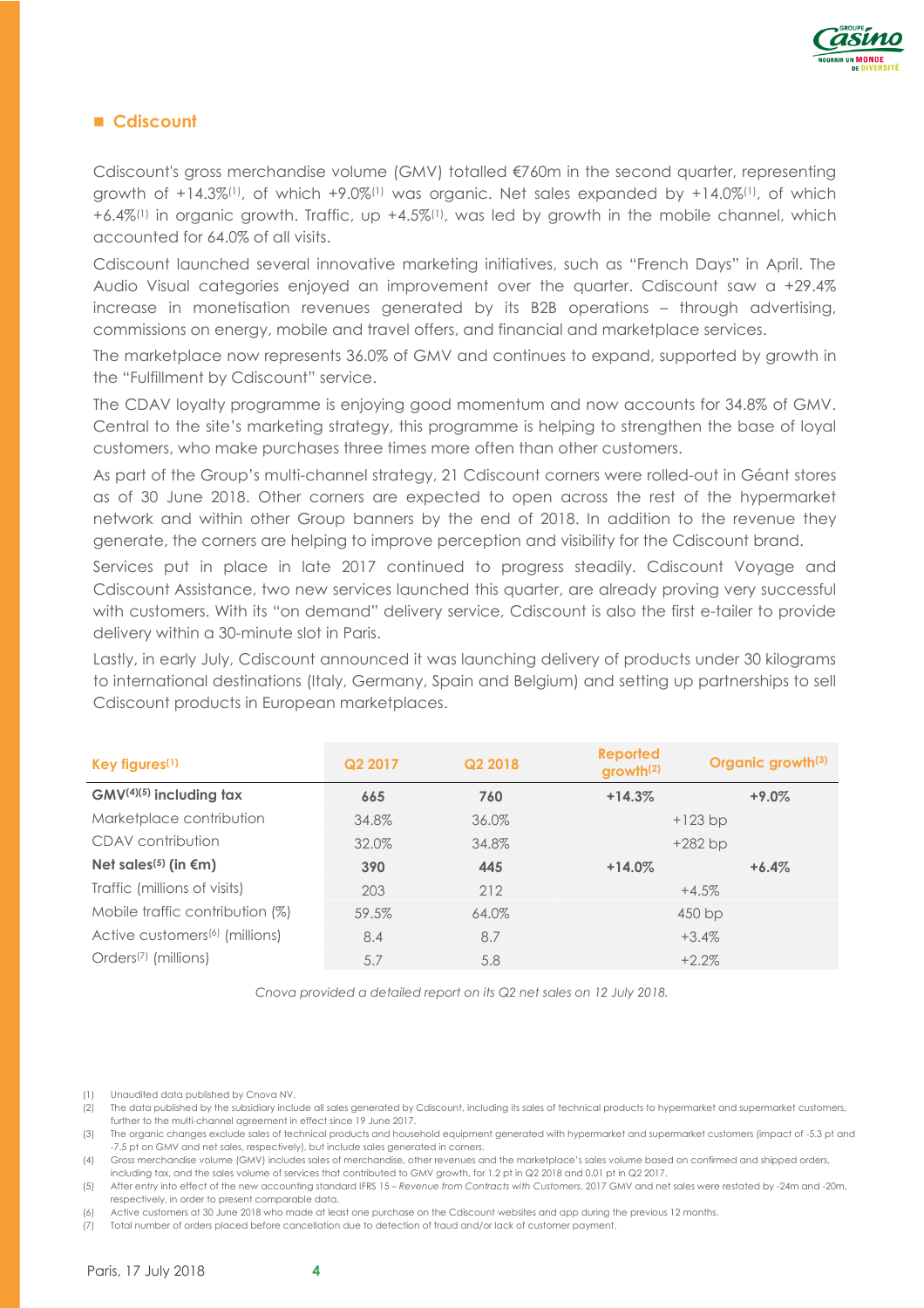## ■ Cdiscount

Cdiscount's gross merchandise volume (GMV) totalled €760m in the second quarter, representing growth of +14.3%[1], of which +9.0%[1] was organic. Net sales expanded by +14.0%[1], of which +6.4%[1] in organic growth. Traffic, up +4.5%[1], was led by growth in the mobile channel, which accounted for 64.0% of all visits.

Cdiscount launched several innovative marketing initiatives, such as "French Days" in April. The Audio Visual categories enjoyed an improvement over the quarter. Cdiscount saw a +29.4% increase in monetisation revenues generated by its B2B operations – through advertising, commissions on energy, mobile and travel offers, and financial and marketplace services.

The marketplace now represents 36.0% of GMV and continues to expand, supported by growth in the "Fulfillment by Cdiscount" service.

The CDAV loyalty programme is enjoying good momentum and now accounts for 34.8% of GMV. Central to the site's marketing strategy, this programme is helping to strengthen the base of loyal customers, who make purchases three times more often than other customers.

As part of the Group's multi-channel strategy, 21 Cdiscount corners were rolled-out in Géant stores as of 30 June 2018. Other corners are expected to open across the rest of the hypermarket network and within other Group banners by the end of 2018. In addition to the revenue they generate, the corners are helping to improve perception and visibility for the Cdiscount brand.

Services put in place in late 2017 continued to progress steadily. Cdiscount Voyage and Cdiscount Assistance, two new services launched this quarter, are already proving very successful with customers. With its "on demand" delivery service, Cdiscount is also the first e-tailer to provide delivery within a 30-minute slot in Paris.

Lastly, in early July, Cdiscount announced it was launching delivery of products under 30 kilograms to international destinations (Italy, Germany, Spain and Belgium) and setting up partnerships to sell Cdiscount products in European marketplaces.

| Key figures[1] | Q2 2017 | Q2 2018 | Reported growth[2] | Organic growth[3] |
|---|---|---|---|---|
| **GMV[4][5] including tax** | **665** | **760** | **+14.3%** | **+9.0%** |
| Marketplace contribution | 34.8% | 36.0% | +123 bp | |
| CDAV contribution | 32.0% | 34.8% | +282 bp | |
| **Net sales[5] (in €m)** | **390** | **445** | **+14.0%** | **+6.4%** |
| Traffic (millions of visits) | 203 | 212 | +4.5% | |
| Mobile traffic contribution (%) | 59.5% | 64.0% | 450 bp | |
| Active customers[6] (millions) | 8.4 | 8.7 | +3.4% | |
| Orders[7] (millions) | 5.7 | 5.8 | +2.2% | |

*Cnova provided a detailed report on its Q2 net sales on 12 July 2018.*

(1) Unaudited data published by Cnova NV.

(2) The data published by the subsidiary include all sales generated by Cdiscount, including its sales of technical products to hypermarket and supermarket customers, further to the multi-channel agreement in effect since 19 June 2017.

(3) The organic changes exclude sales of technical products and household equipment generated with hypermarket and supermarket customers (impact of -5.3 pt and -7.5 pt on GMV and net sales, respectively), but include sales generated in corners.

(4) Gross merchandise volume (GMV) includes sales of merchandise, other revenues and the marketplace's sales volume based on confirmed and shipped orders, including tax, and the sales volume of services that contributed to GMV growth, for 1.2 pt in Q2 2018 and 0.01 pt in Q2 2017.

(5) After entry into effect of the new accounting standard IFRS 15 – *Revenue from Contracts with Customers*, 2017 GMV and net sales were restated by -24m and -20m, respectively, in order to present comparable data.

(6) Active customers at 30 June 2018 who made at least one purchase on the Cdiscount websites and app during the previous 12 months.

(7) Total number of orders placed before cancellation due to detection of fraud and/or lack of customer payment.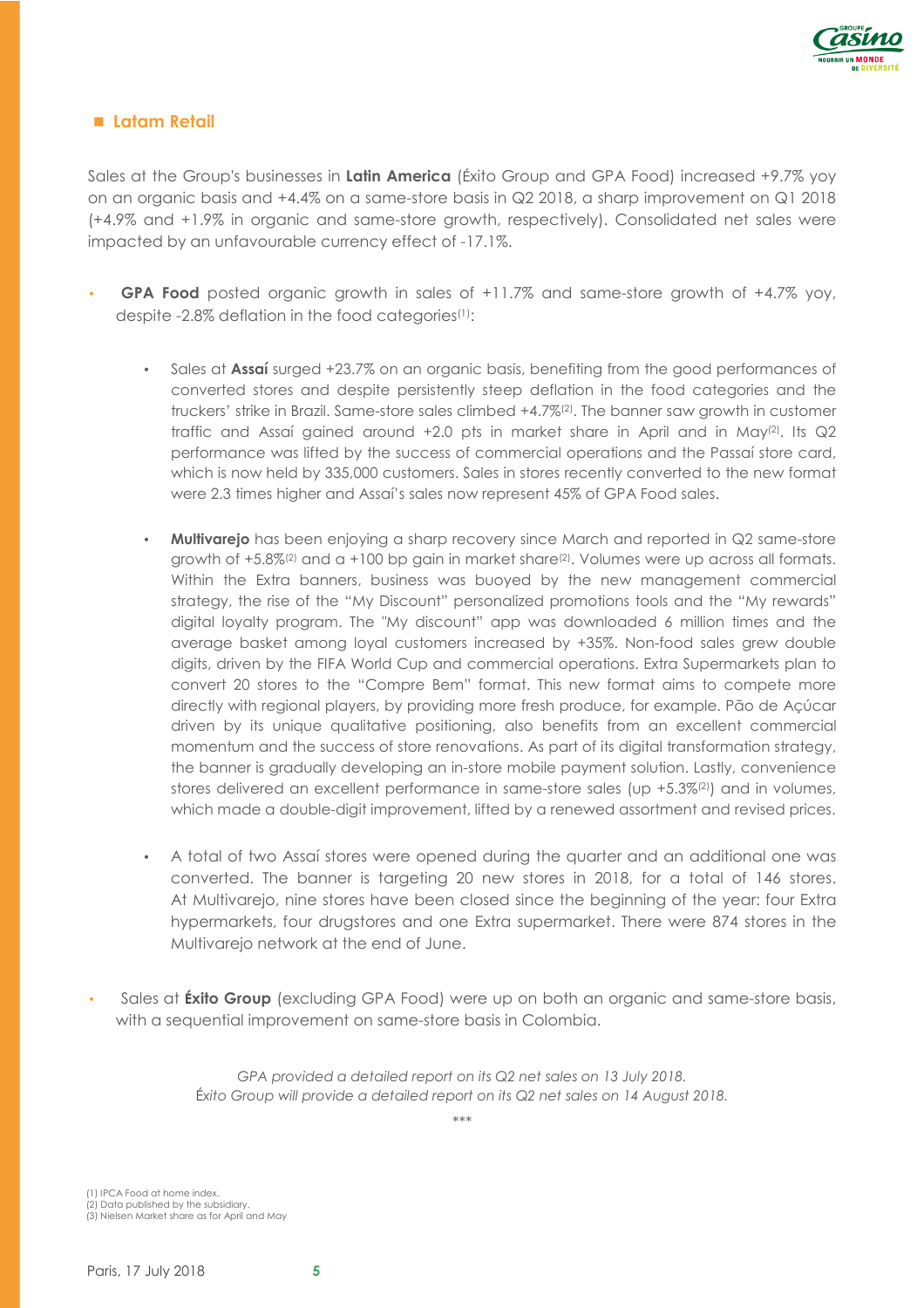## Latam Retail

Sales at the Group's businesses in **Latin America** (Éxito Group and GPA Food) increased +9.7% yoy on an organic basis and +4.4% on a same-store basis in Q2 2018, a sharp improvement on Q1 2018 (+4.9% and +1.9% in organic and same-store growth, respectively). Consolidated net sales were impacted by an unfavourable currency effect of -17.1%.

- **GPA Food** posted organic growth in sales of +11.7% and same-store growth of +4.7% yoy, despite -2.8% deflation in the food categories[1]:
  - Sales at **Assaí** surged +23.7% on an organic basis, benefiting from the good performances of converted stores and despite persistently steep deflation in the food categories and the truckers' strike in Brazil. Same-store sales climbed +4.7%[2]. The banner saw growth in customer traffic and Assaí gained around +2.0 pts in market share in April and in May[2]. Its Q2 performance was lifted by the success of commercial operations and the Passaí store card, which is now held by 335,000 customers. Sales in stores recently converted to the new format were 2.3 times higher and Assaí's sales now represent 45% of GPA Food sales.
  - **Multivarejo** has been enjoying a sharp recovery since March and reported in Q2 same-store growth of +5.8%[2] and a +100 bp gain in market share[2]. Volumes were up across all formats. Within the Extra banners, business was buoyed by the new management commercial strategy, the rise of the "My Discount" personalized promotions tools and the "My rewards" digital loyalty program. The "My discount" app was downloaded 6 million times and the average basket among loyal customers increased by +35%. Non-food sales grew double digits, driven by the FIFA World Cup and commercial operations. Extra Supermarkets plan to convert 20 stores to the "Compre Bem" format. This new format aims to compete more directly with regional players, by providing more fresh produce, for example. Pão de Açúcar driven by its unique qualitative positioning, also benefits from an excellent commercial momentum and the success of store renovations. As part of its digital transformation strategy, the banner is gradually developing an in-store mobile payment solution. Lastly, convenience stores delivered an excellent performance in same-store sales (up +5.3%[2]) and in volumes, which made a double-digit improvement, lifted by a renewed assortment and revised prices.
  - A total of two Assaí stores were opened during the quarter and an additional one was converted. The banner is targeting 20 new stores in 2018, for a total of 146 stores. At Multivarejo, nine stores have been closed since the beginning of the year: four Extra hypermarkets, four drugstores and one Extra supermarket. There were 874 stores in the Multivarejo network at the end of June.
- Sales at **Éxito Group** (excluding GPA Food) were up on both an organic and same-store basis, with a sequential improvement on same-store basis in Colombia.

*GPA provided a detailed report on its Q2 net sales on 13 July 2018.*
*Éxito Group will provide a detailed report on its Q2 net sales on 14 August 2018.*

\*\*\*

(1) IPCA Food at home index.
(2) Data published by the subsidiary.
(3) Nielsen Market share as for April and May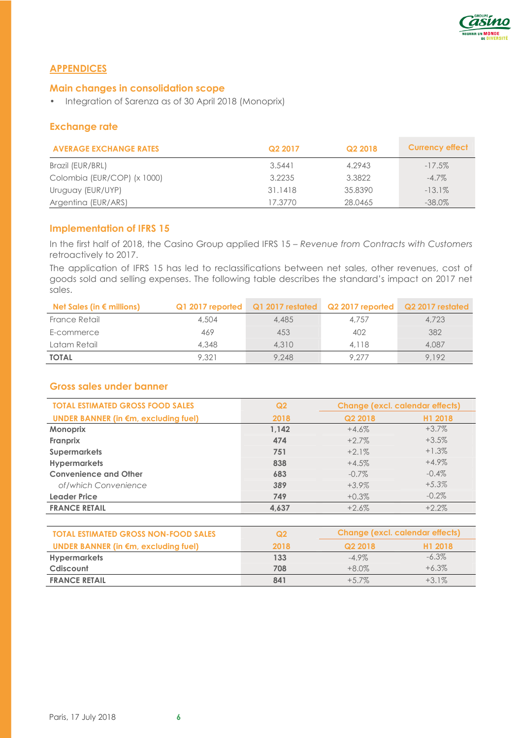## APPENDICES

### Main changes in consolidation scope

- Integration of Sarenza as of 30 April 2018 (Monoprix)

### Exchange rate

| AVERAGE EXCHANGE RATES | Q2 2017 | Q2 2018 | Currency effect |
|---|---|---|---|
| Brazil (EUR/BRL) | 3.5441 | 4.2943 | -17.5% |
| Colombia (EUR/COP) (x 1000) | 3.2235 | 3.3822 | -4.7% |
| Uruguay (EUR/UYP) | 31.1418 | 35.8390 | -13.1% |
| Argentina (EUR/ARS) | 17.3770 | 28.0465 | -38.0% |

### Implementation of IFRS 15

In the first half of 2018, the Casino Group applied IFRS 15 – *Revenue from Contracts with Customers* retroactively to 2017.

The application of IFRS 15 has led to reclassifications between net sales, other revenues, cost of goods sold and selling expenses. The following table describes the standard's impact on 2017 net sales.

| Net Sales (in € millions) | Q1 2017 reported | Q1 2017 restated | Q2 2017 reported | Q2 2017 restated |
|---|---|---|---|---|
| France Retail | 4,504 | 4,485 | 4,757 | 4,723 |
| E-commerce | 469 | 453 | 402 | 382 |
| Latam Retail | 4,348 | 4,310 | 4,118 | 4,087 |
| **TOTAL** | 9,321 | 9,248 | 9,277 | 9,192 |

### Gross sales under banner

| TOTAL ESTIMATED GROSS FOOD SALES UNDER BANNER (in €m, excluding fuel) | Q2 2018 | Change (excl. calendar effects) Q2 2018 | Change (excl. calendar effects) H1 2018 |
|---|---|---|---|
| **Monoprix** | **1,142** | +4.6% | +3.7% |
| **Franprix** | **474** | +2.7% | +3.5% |
| **Supermarkets** | **751** | +2.1% | +1.3% |
| **Hypermarkets** | **838** | +4.5% | +4.9% |
| **Convenience and Other** | **683** | -0.7% | -0.4% |
| *of/which Convenience* | *389* | +3.9% | +5.3% |
| **Leader Price** | **749** | +0.3% | -0.2% |
| **FRANCE RETAIL** | **4,637** | +2.6% | +2.2% |

| TOTAL ESTIMATED GROSS NON-FOOD SALES UNDER BANNER (in €m, excluding fuel) | Q2 2018 | Change (excl. calendar effects) Q2 2018 | Change (excl. calendar effects) H1 2018 |
|---|---|---|---|
| **Hypermarkets** | **133** | -4.9% | -6.3% |
| **Cdiscount** | **708** | +8.0% | +6.3% |
| **FRANCE RETAIL** | **841** | +5.7% | +3.1% |

Paris, 17 July 2018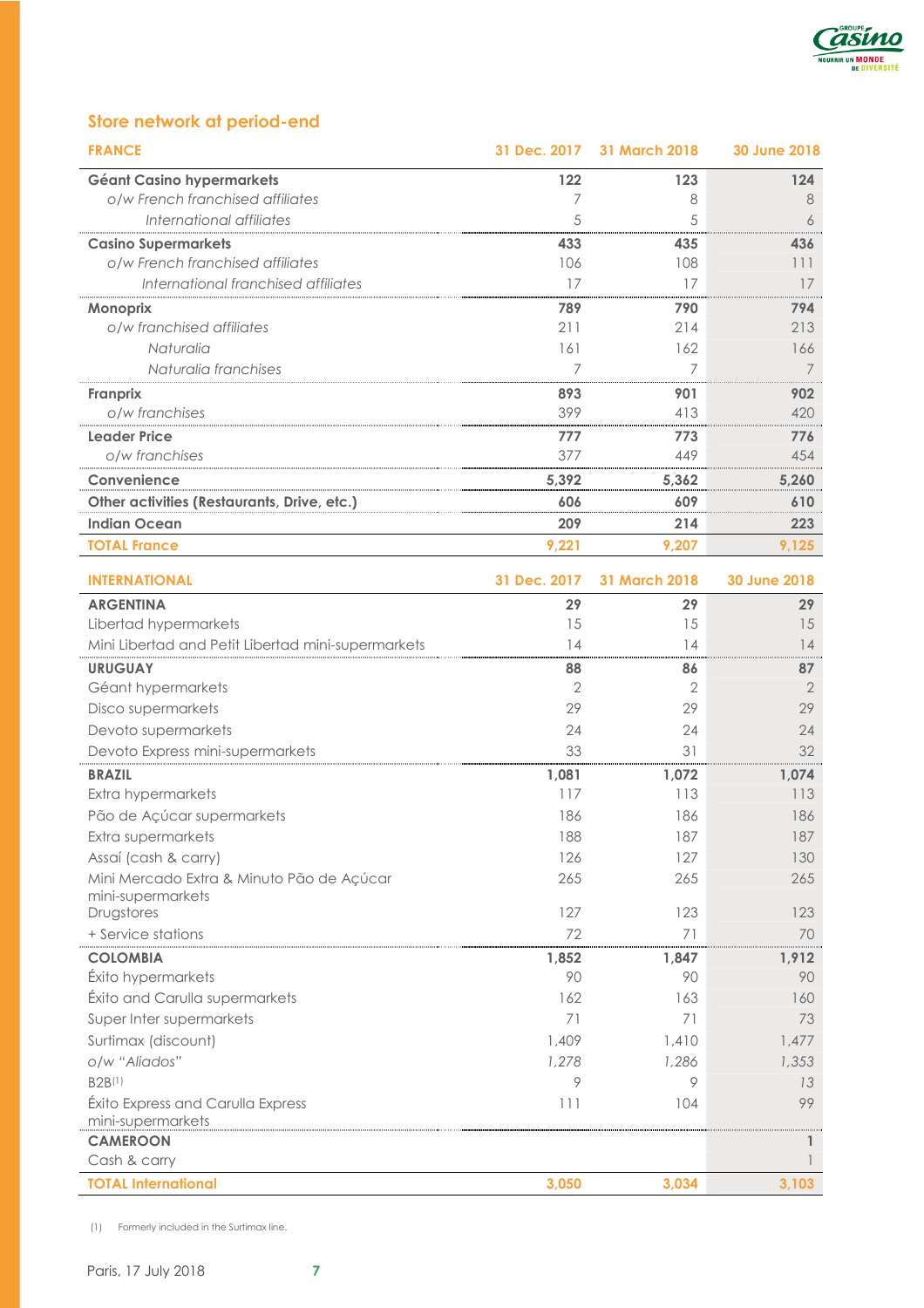## Store network at period-end

| FRANCE | 31 Dec. 2017 | 31 March 2018 | 30 June 2018 |
|---|---|---|---|
| **Géant Casino hypermarkets** | **122** | **123** | **124** |
| *o/w French franchised affiliates* | 7 | 8 | 8 |
| *International affiliates* | 5 | 5 | 6 |
| **Casino Supermarkets** | **433** | **435** | **436** |
| *o/w French franchised affiliates* | 106 | 108 | 111 |
| *International franchised affiliates* | 17 | 17 | 17 |
| **Monoprix** | **789** | **790** | **794** |
| *o/w franchised affiliates* | 211 | 214 | 213 |
| *Naturalia* | 161 | 162 | 166 |
| *Naturalia franchises* | 7 | 7 | 7 |
| **Franprix** | **893** | **901** | **902** |
| *o/w franchises* | 399 | 413 | 420 |
| **Leader Price** | **777** | **773** | **776** |
| *o/w franchises* | 377 | 449 | 454 |
| **Convenience** | **5,392** | **5,362** | **5,260** |
| **Other activities (Restaurants, Drive, etc.)** | **606** | **609** | **610** |
| **Indian Ocean** | **209** | **214** | **223** |
| **TOTAL France** | **9,221** | **9,207** | **9,125** |

| INTERNATIONAL | 31 Dec. 2017 | 31 March 2018 | 30 June 2018 |
|---|---|---|---|
| **ARGENTINA** | **29** | **29** | **29** |
| Libertad hypermarkets | 15 | 15 | 15 |
| Mini Libertad and Petit Libertad mini-supermarkets | 14 | 14 | 14 |
| **URUGUAY** | **88** | **86** | **87** |
| Géant hypermarkets | 2 | 2 | 2 |
| Disco supermarkets | 29 | 29 | 29 |
| Devoto supermarkets | 24 | 24 | 24 |
| Devoto Express mini-supermarkets | 33 | 31 | 32 |
| **BRAZIL** | **1,081** | **1,072** | **1,074** |
| Extra hypermarkets | 117 | 113 | 113 |
| Pão de Açúcar supermarkets | 186 | 186 | 186 |
| Extra supermarkets | 188 | 187 | 187 |
| Assaí (cash & carry) | 126 | 127 | 130 |
| Mini Mercado Extra & Minuto Pão de Açúcar mini-supermarkets | 265 | 265 | 265 |
| Drugstores | 127 | 123 | 123 |
| + Service stations | 72 | 71 | 70 |
| **COLOMBIA** | **1,852** | **1,847** | **1,912** |
| Éxito hypermarkets | 90 | 90 | 90 |
| Éxito and Carulla supermarkets | 162 | 163 | 160 |
| Super Inter supermarkets | 71 | 71 | 73 |
| Surtimax (discount) | 1,409 | 1,410 | 1,477 |
| *o/w "Aliados"* | *1,278* | *1,286* | *1,353* |
| B2B[1] | 9 | 9 | 13 |
| Éxito Express and Carulla Express mini-supermarkets | 111 | 104 | 99 |
| **CAMEROON** | | | **1** |
| Cash & carry | | | 1 |
| **TOTAL International** | **3,050** | **3,034** | **3,103** |

(1) Formerly included in the Surtimax line.

Paris, 17 July 2018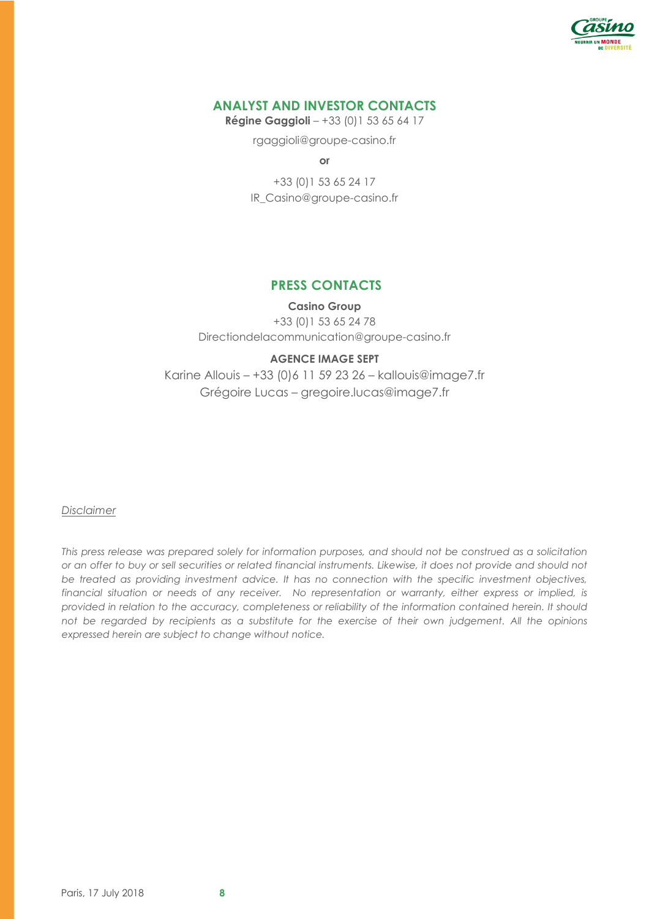## ANALYST AND INVESTOR CONTACTS

**Régine Gaggioli** – +33 (0)1 53 65 64 17

rgaggioli@groupe-casino.fr

**or**

+33 (0)1 53 65 24 17

IR_Casino@groupe-casino.fr

## PRESS CONTACTS

**Casino Group**

+33 (0)1 53 65 24 78

Directiondelacommunication@groupe-casino.fr

**AGENCE IMAGE SEPT**

Karine Allouis – +33 (0)6 11 59 23 26 – kallouis@image7.fr

Grégoire Lucas – gregoire.lucas@image7.fr

*Disclaimer*

*This press release was prepared solely for information purposes, and should not be construed as a solicitation or an offer to buy or sell securities or related financial instruments. Likewise, it does not provide and should not be treated as providing investment advice. It has no connection with the specific investment objectives, financial situation or needs of any receiver. No representation or warranty, either express or implied, is provided in relation to the accuracy, completeness or reliability of the information contained herein. It should not be regarded by recipients as a substitute for the exercise of their own judgement. All the opinions expressed herein are subject to change without notice.*